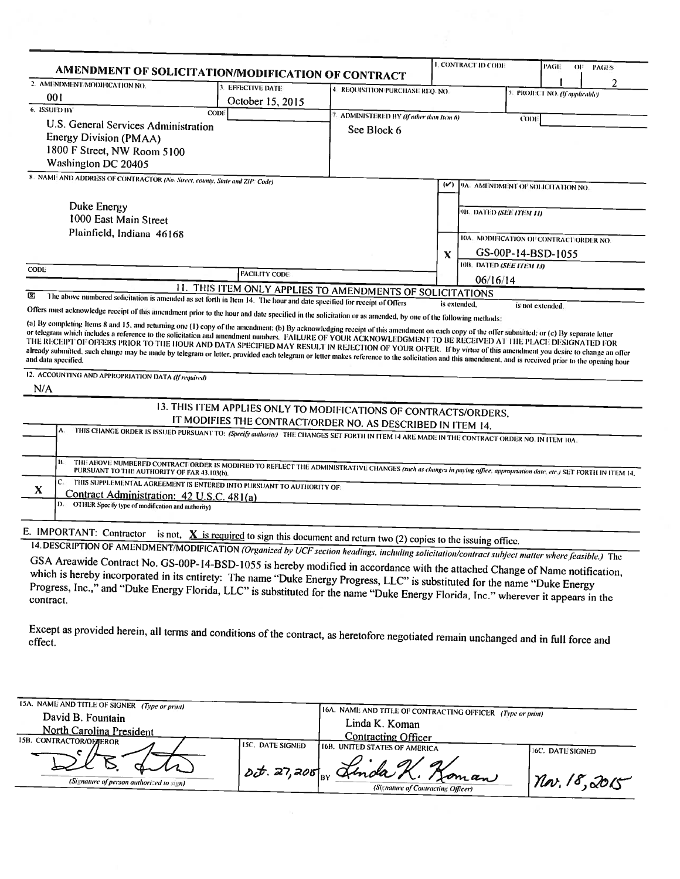# AMENDMENT OF SOLICITATION/MODIFICATION OF CONTRACT

| 1. CONTRACT ID CODE | PAGE 1 OF 2 PAGES |
|---|---|

| 2. AMENDMENT/MODIFICATION NO. | 3. EFFECTIVE DATE | 4. REQUISITION/PURCHASE REQ. NO. | 5. PROJECT NO. (If applicable) |
|---|---|---|---|
| 001 | October 15, 2015 | | |

| 6. ISSUED BY CODE | 7. ADMINISTERED BY (If other than Item 6) CODE |
|---|---|
| U.S. General Services Administration<br>Energy Division (PMAA)<br>1800 F Street, NW Room 5100<br>Washington DC 20405 | See Block 6 |

| 8. NAME AND ADDRESS OF CONTRACTOR (No., Street, county, State and ZIP Code) | (✓) | |
|---|---|---|
| Duke Energy<br>1000 East Main Street<br>Plainfield, Indiana 46168 | | 9A. AMENDMENT OF SOLICITATION NO. |
| | | 9B. DATED (SEE ITEM 11) |
| | X | 10A. MODIFICATION OF CONTRACT/ORDER NO.<br>GS-00P-14-BSD-1055 |
| | | 10B. DATED (SEE ITEM 13)<br>06/16/14 |
| CODE | FACILITY CODE | |

## 11. THIS ITEM ONLY APPLIES TO AMENDMENTS OF SOLICITATIONS

☒ The above numbered solicitation is amended as set forth in Item 14. The hour and date specified for receipt of Offers ☐ is extended, ☐ is not extended.

Offers must acknowledge receipt of this amendment prior to the hour and date specified in the solicitation or as amended, by one of the following methods:

(a) By completing Items 8 and 15, and returning one (1) copy of the amendment; (b) By acknowledging receipt of this amendment on each copy of the offer submitted; or (c) By separate letter or telegram which includes a reference to the solicitation and amendment numbers. FAILURE OF YOUR ACKNOWLEDGMENT TO BE RECEIVED AT THE PLACE DESIGNATED FOR THE RECEIPT OF OFFERS PRIOR TO THE HOUR AND DATE SPECIFIED MAY RESULT IN REJECTION OF YOUR OFFER. If by virtue of this amendment you desire to change an offer already submitted, such change may be made by telegram or letter, provided each telegram or letter makes reference to the solicitation and this amendment, and is received prior to the opening hour and data specified.

12. ACCOUNTING AND APPROPRIATION DATA (If required)

N/A

## 13. THIS ITEM APPLIES ONLY TO MODIFICATIONS OF CONTRACTS/ORDERS, IT MODIFIES THE CONTRACT/ORDER NO. AS DESCRIBED IN ITEM 14.

| | |
|---|---|
| | A. THIS CHANGE ORDER IS ISSUED PURSUANT TO: (Specify authority) THE CHANGES SET FORTH IN ITEM 14 ARE MADE IN THE CONTRACT ORDER NO. IN ITEM 10A. |
| | B. THE ABOVE NUMBERED CONTRACT/ORDER IS MODIFIED TO REFLECT THE ADMINISTRATIVE CHANGES (such as changes in paying office, appropriation date, etc.) SET FORTH IN ITEM 14, PURSUANT TO THE AUTHORITY OF FAR 43.103(b). |
| X | C. THIS SUPPLEMENTAL AGREEMENT IS ENTERED INTO PURSUANT TO AUTHORITY OF:<br>Contract Administration: 42 U.S.C. 481(a) |
| | D. OTHER Specify type of modification and authority) |

E. IMPORTANT: Contractor ☐ is not, **X** is required to sign this document and return two (2) copies to the issuing office.

14. DESCRIPTION OF AMENDMENT/MODIFICATION (Organized by UCF section headings, including solicitation/contract subject matter where feasible.) The GSA Areawide Contract No. GS-00P-14-BSD-1055 is hereby modified in accordance with the attached Change of Name notification, which is hereby incorporated in its entirety: The name "Duke Energy Progress, LLC" is substituted for the name "Duke Energy Progress, Inc.," and "Duke Energy Florida, LLC" is substituted for the name "Duke Energy Florida, Inc." wherever it appears in the contract.

Except as provided herein, all terms and conditions of the contract, as heretofore negotiated remain unchanged and in full force and effect.

| 15A. NAME AND TITLE OF SIGNER (Type or print) | | 16A. NAME AND TITLE OF CONTRACTING OFFICER (Type or print) | |
|---|---|---|---|
| David B. Fountain<br>North Carolina President | | Linda K. Koman<br>Contracting Officer | |
| 15B. CONTRACTOR/OFFEROR | 15C. DATE SIGNED | 16B. UNITED STATES OF AMERICA | 16C. DATE SIGNED |
| [Signature]<br>(Signature of person authorized to sign) | Oct. 27, 2015 | BY [Signature: Linda K. Koman]<br>(Signature of Contracting Officer) | Nov. 18, 2015 |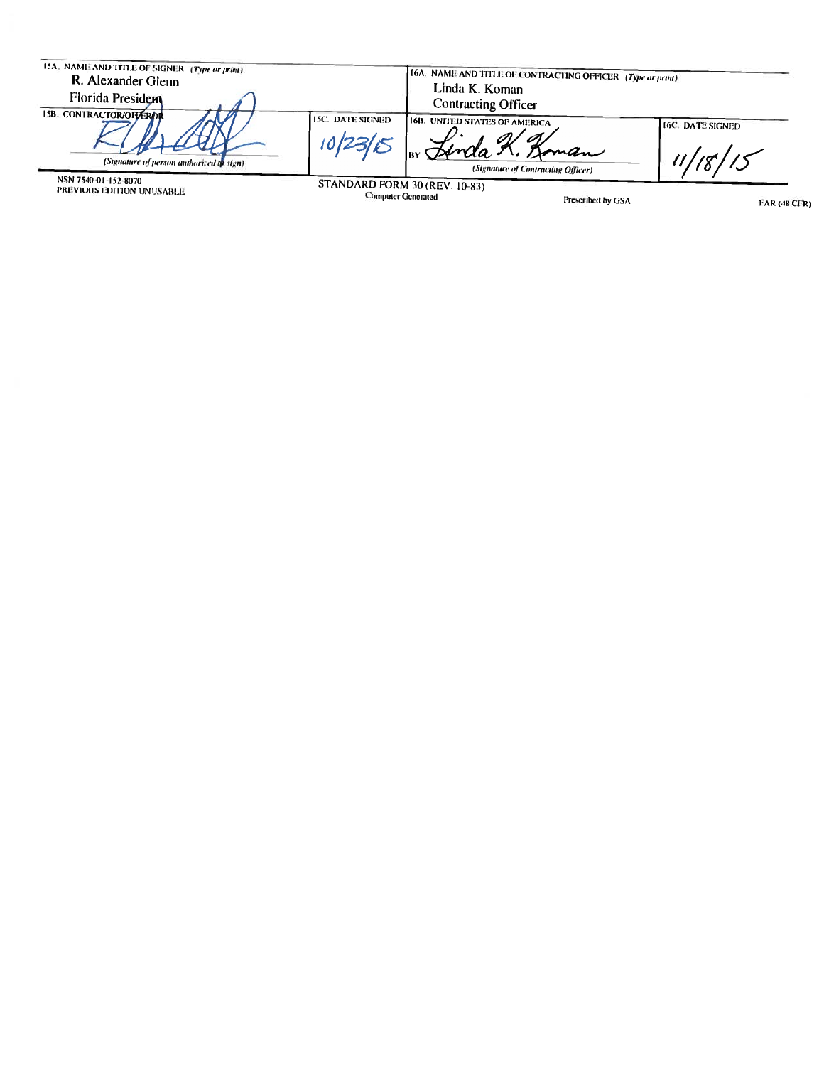| 15A. NAME AND TITLE OF SIGNER *(Type or print)* | | 16A. NAME AND TITLE OF CONTRACTING OFFICER *(Type or print)* | |
|---|---|---|---|
| R. Alexander Glenn<br>Florida President | | Linda K. Koman<br>Contracting Officer | |
| 15B. CONTRACTOR/OFFEROR | 15C. DATE SIGNED | 16B. UNITED STATES OF AMERICA | 16C. DATE SIGNED |
| *(Signature of person authorized to sign)* | 10/23/15 | BY Linda K. Koman<br>*(Signature of Contracting Officer)* | 11/18/15 |

NSN 7540-01-152-8070
PREVIOUS EDITION UNUSABLE

STANDARD FORM 30 (REV. 10-83)
Computer Generated

Prescribed by GSA

FAR (48 CFR)